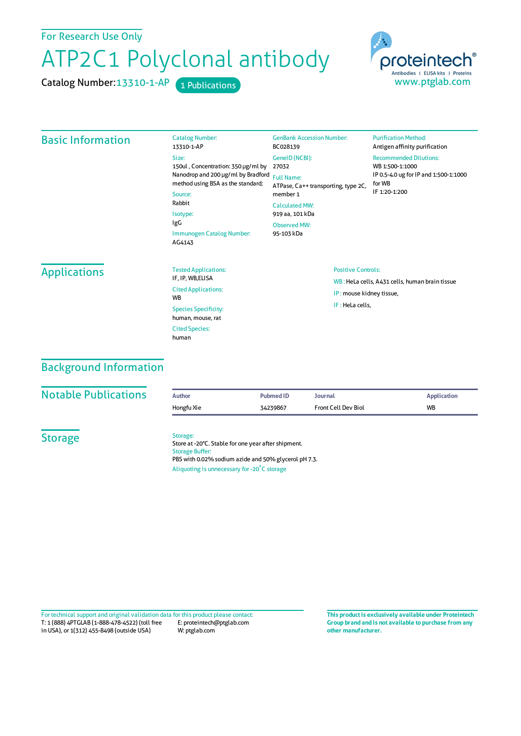For Research Use Only

# ATP2C1 Polyclonal antibody

Catalog Number: 13310-1-AP    1 Publications

proteintech® Antibodies | ELISA kits | Proteins
www.ptglab.com

## Basic Information

**Catalog Number:**
13310-1-AP

**Size:**
150ul , Concentration: 350 μg/ml by Nanodrop and 200 μg/ml by Bradford method using BSA as the standard;

**Source:**
Rabbit

**Isotype:**
IgG

**Immunogen Catalog Number:**
AG4143

**GenBank Accession Number:**
BC028139

**GeneID (NCBI):**
27032

**Full Name:**
ATPase, Ca++ transporting, type 2C, member 1

**Calculated MW:**
919 aa, 101 kDa

**Observed MW:**
95-103 kDa

**Purification Method:**
Antigen affinity purification

**Recommended Dilutions:**
WB 1:500-1:1000
IP 0.5-4.0 ug for IP and 1:500-1:1000 for WB
IF 1:20-1:200

## Applications

**Tested Applications:**
IF, IP, WB,ELISA

**Cited Applications:**
WB

**Species Specificity:**
human, mouse, rat

**Cited Species:**
human

**Positive Controls:**

WB : HeLa cells, A431 cells, human brain tissue

IP : mouse kidney tissue,

IF : HeLa cells,

## Background Information

## Notable Publications

| Author | Pubmed ID | Journal | Application |
|---|---|---|---|
| Hongfu Xie | 34239867 | Front Cell Dev Biol | WB |

## Storage

**Storage:**
Store at -20°C. Stable for one year after shipment.

**Storage Buffer:**
PBS with 0.02% sodium azide and 50% glycerol pH 7.3.

Aliquoting is unnecessary for -20°C storage

For technical support and original validation data for this product please contact:
T: 1 (888) 4PTGLAB (1-888-478-4522) (toll free in USA), or 1(312) 455-8498 (outside USA)
E: proteintech@ptglab.com
W: ptglab.com

**This product is exclusively available under Proteintech Group brand and is not available to purchase from any other manufacturer.**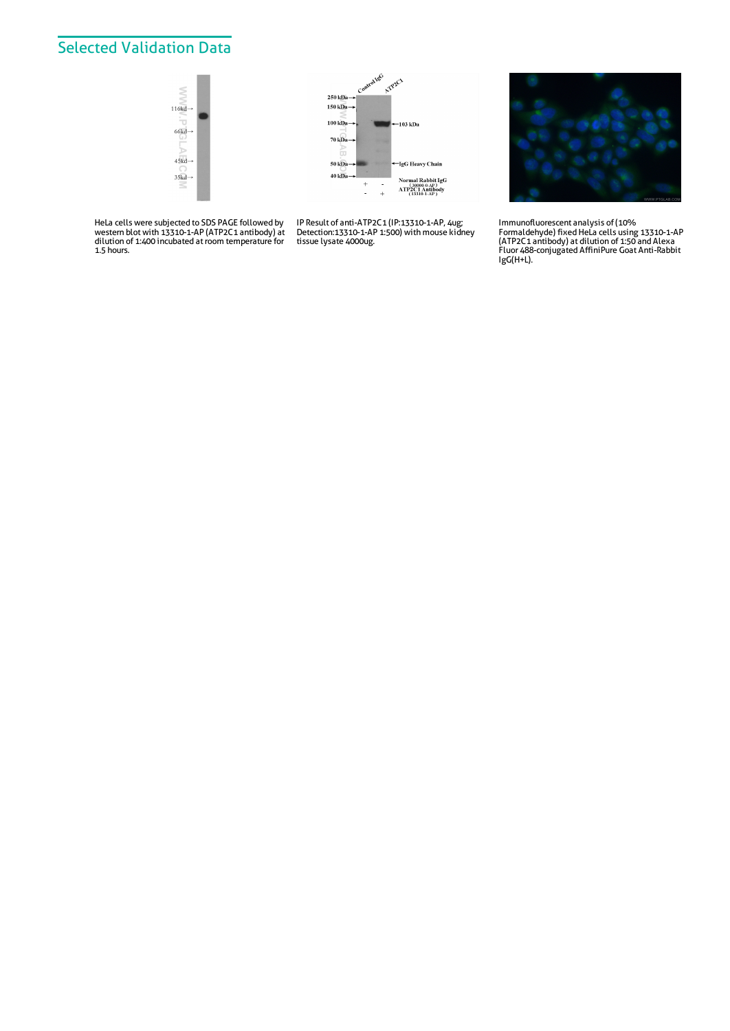## Selected Validation Data

116kd→
66kd→
45kd→
35kd→

HeLa cells were subjected to SDS PAGE followed by western blot with 13310-1-AP (ATP2C1 antibody) at dilution of 1:400 incubated at room temperature for 1.5 hours.

Control IgG
ATP2C1
250 kDa→
150 kDa→
100 kDa→
70 kDa→
50 kDa→
40 kDa→
←103 kDa
←IgG Heavy Chain
Normal Rabbit IgG (30000-0-AP)
ATP2C1 Antibody (13310-1-AP)
+ -
- +

IP Result of anti-ATP2C1 (IP:13310-1-AP, 4ug; Detection:13310-1-AP 1:500) with mouse kidney tissue lysate 4000ug.

Immunofluorescent analysis of (10% Formaldehyde) fixed HeLa cells using 13310-1-AP (ATP2C1 antibody) at dilution of 1:50 and Alexa Fluor 488-conjugated AffiniPure Goat Anti-Rabbit IgG(H+L).